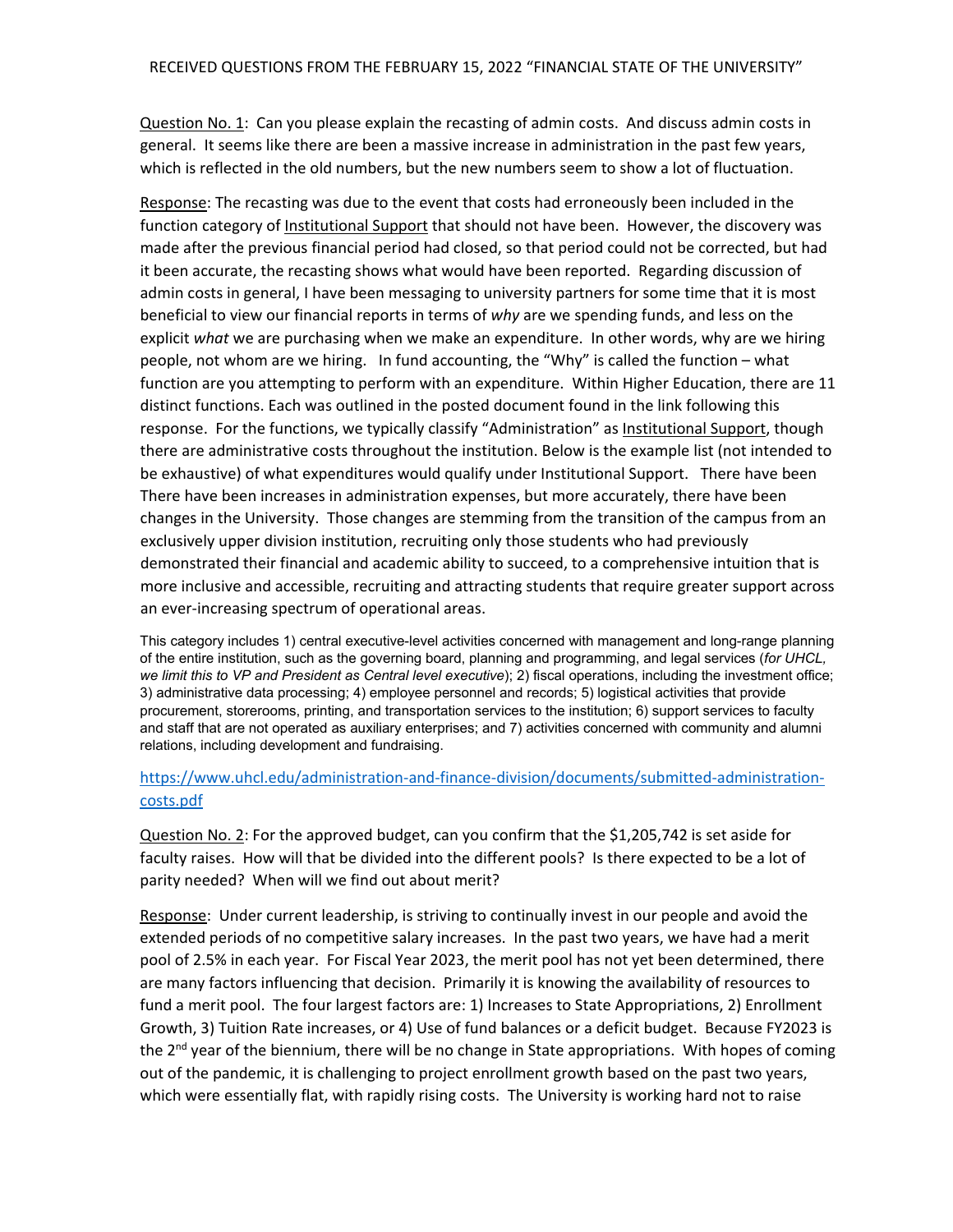RECEIVED QUESTIONS FROM THE FEBRUARY 15, 2022 "FINANCIAL STATE OF THE UNIVERSITY"

Question No. 1: Can you please explain the recasting of admin costs. And discuss admin costs in general. It seems like there are been a massive increase in administration in the past few years, which is reflected in the old numbers, but the new numbers seem to show a lot of fluctuation.

Response: The recasting was due to the event that costs had erroneously been included in the function category of Institutional Support that should not have been. However, the discovery was made after the previous financial period had closed, so that period could not be corrected, but had it been accurate, the recasting shows what would have been reported. Regarding discussion of admin costs in general, I have been messaging to university partners for some time that it is most beneficial to view our financial reports in terms of *why* are we spending funds, and less on the explicit *what* we are purchasing when we make an expenditure. In other words, why are we hiring people, not whom are we hiring. In fund accounting, the "Why" is called the function – what function are you attempting to perform with an expenditure. Within Higher Education, there are 11 distinct functions. Each was outlined in the posted document found in the link following this response. For the functions, we typically classify "Administration" as Institutional Support, though there are administrative costs throughout the institution. Below is the example list (not intended to be exhaustive) of what expenditures would qualify under Institutional Support. There have been There have been increases in administration expenses, but more accurately, there have been changes in the University. Those changes are stemming from the transition of the campus from an exclusively upper division institution, recruiting only those students who had previously demonstrated their financial and academic ability to succeed, to a comprehensive intuition that is more inclusive and accessible, recruiting and attracting students that require greater support across an ever-increasing spectrum of operational areas.

This category includes 1) central executive-level activities concerned with management and long-range planning of the entire institution, such as the governing board, planning and programming, and legal services (*for UHCL, we limit this to VP and President as Central level executive*); 2) fiscal operations, including the investment office; 3) administrative data processing; 4) employee personnel and records; 5) logistical activities that provide procurement, storerooms, printing, and transportation services to the institution; 6) support services to faculty and staff that are not operated as auxiliary enterprises; and 7) activities concerned with community and alumni relations, including development and fundraising.

https://www.uhcl.edu/administration-and-finance-division/documents/submitted-administration-costs.pdf

Question No. 2: For the approved budget, can you confirm that the $1,205,742 is set aside for faculty raises. How will that be divided into the different pools? Is there expected to be a lot of parity needed? When will we find out about merit?

Response: Under current leadership, is striving to continually invest in our people and avoid the extended periods of no competitive salary increases. In the past two years, we have had a merit pool of 2.5% in each year. For Fiscal Year 2023, the merit pool has not yet been determined, there are many factors influencing that decision. Primarily it is knowing the availability of resources to fund a merit pool. The four largest factors are: 1) Increases to State Appropriations, 2) Enrollment Growth, 3) Tuition Rate increases, or 4) Use of fund balances or a deficit budget. Because FY2023 is the 2nd year of the biennium, there will be no change in State appropriations. With hopes of coming out of the pandemic, it is challenging to project enrollment growth based on the past two years, which were essentially flat, with rapidly rising costs. The University is working hard not to raise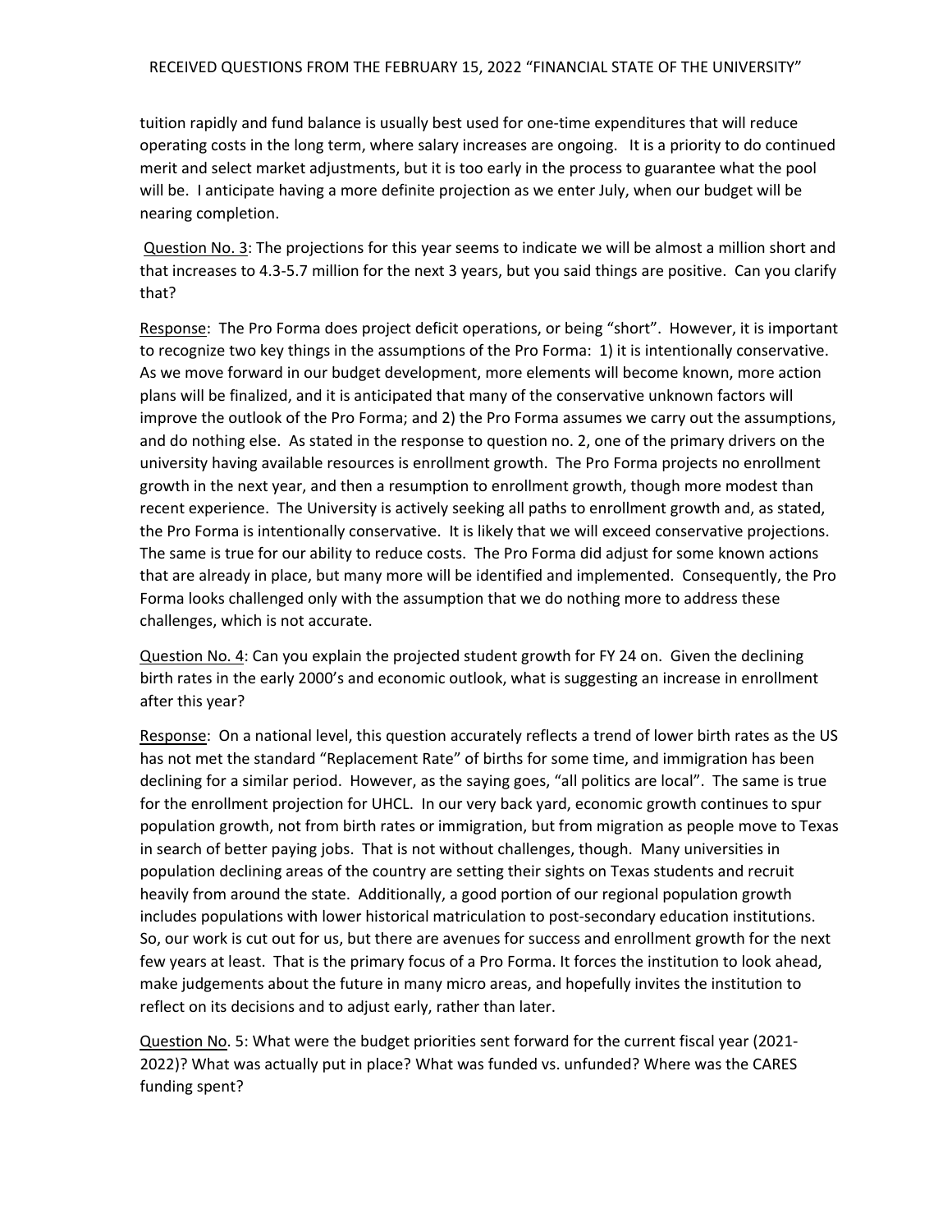tuition rapidly and fund balance is usually best used for one-time expenditures that will reduce operating costs in the long term, where salary increases are ongoing. It is a priority to do continued merit and select market adjustments, but it is too early in the process to guarantee what the pool will be. I anticipate having a more definite projection as we enter July, when our budget will be nearing completion.

Question No. 3: The projections for this year seems to indicate we will be almost a million short and that increases to 4.3-5.7 million for the next 3 years, but you said things are positive. Can you clarify that?

Response: The Pro Forma does project deficit operations, or being "short". However, it is important to recognize two key things in the assumptions of the Pro Forma: 1) it is intentionally conservative. As we move forward in our budget development, more elements will become known, more action plans will be finalized, and it is anticipated that many of the conservative unknown factors will improve the outlook of the Pro Forma; and 2) the Pro Forma assumes we carry out the assumptions, and do nothing else. As stated in the response to question no. 2, one of the primary drivers on the university having available resources is enrollment growth. The Pro Forma projects no enrollment growth in the next year, and then a resumption to enrollment growth, though more modest than recent experience. The University is actively seeking all paths to enrollment growth and, as stated, the Pro Forma is intentionally conservative. It is likely that we will exceed conservative projections. The same is true for our ability to reduce costs. The Pro Forma did adjust for some known actions that are already in place, but many more will be identified and implemented. Consequently, the Pro Forma looks challenged only with the assumption that we do nothing more to address these challenges, which is not accurate.

Question No. 4: Can you explain the projected student growth for FY 24 on. Given the declining birth rates in the early 2000's and economic outlook, what is suggesting an increase in enrollment after this year?

Response: On a national level, this question accurately reflects a trend of lower birth rates as the US has not met the standard "Replacement Rate" of births for some time, and immigration has been declining for a similar period. However, as the saying goes, "all politics are local". The same is true for the enrollment projection for UHCL. In our very back yard, economic growth continues to spur population growth, not from birth rates or immigration, but from migration as people move to Texas in search of better paying jobs. That is not without challenges, though. Many universities in population declining areas of the country are setting their sights on Texas students and recruit heavily from around the state. Additionally, a good portion of our regional population growth includes populations with lower historical matriculation to post-secondary education institutions. So, our work is cut out for us, but there are avenues for success and enrollment growth for the next few years at least. That is the primary focus of a Pro Forma. It forces the institution to look ahead, make judgements about the future in many micro areas, and hopefully invites the institution to reflect on its decisions and to adjust early, rather than later.

Question No. 5: What were the budget priorities sent forward for the current fiscal year (2021-2022)? What was actually put in place? What was funded vs. unfunded? Where was the CARES funding spent?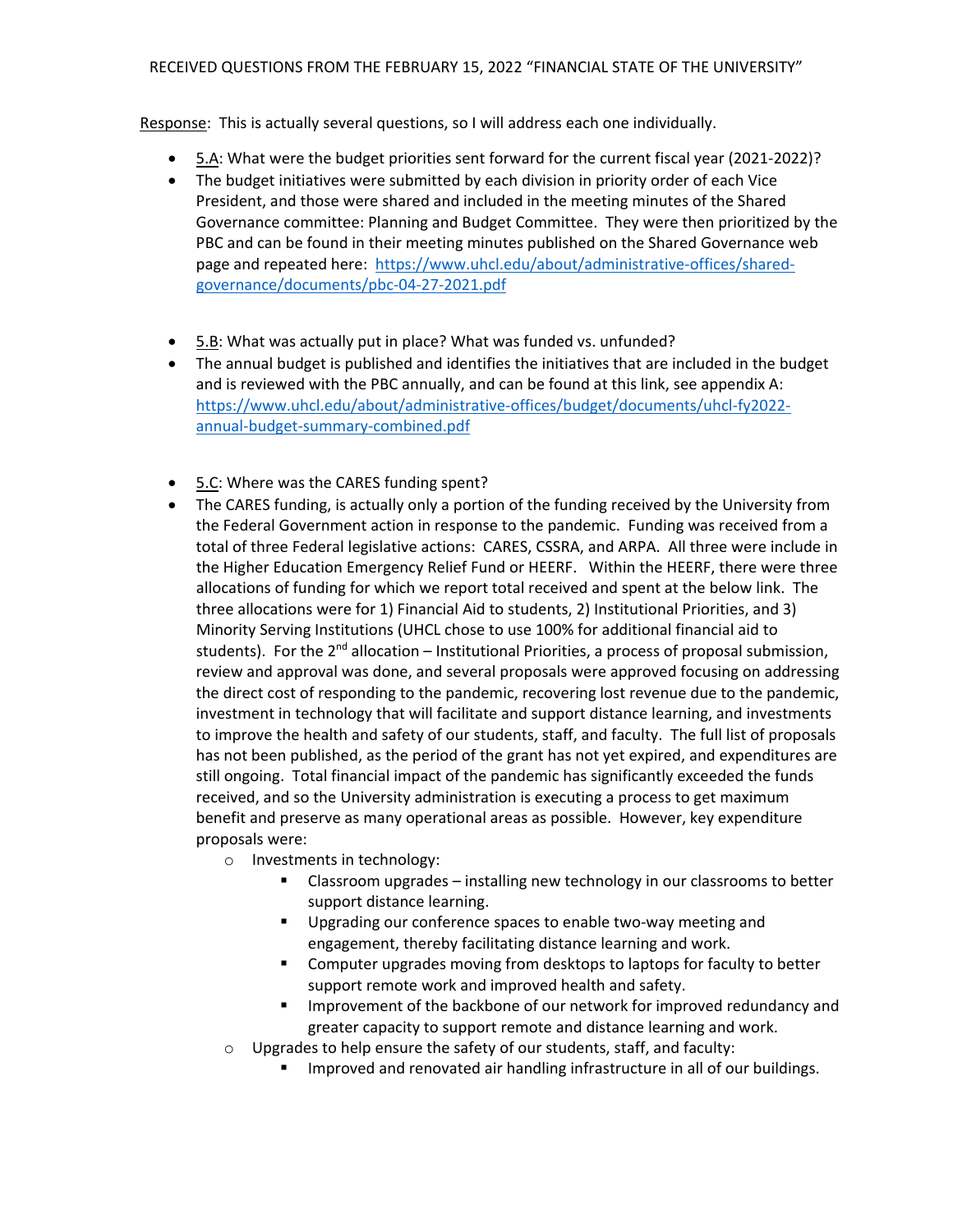RECEIVED QUESTIONS FROM THE FEBRUARY 15, 2022 "FINANCIAL STATE OF THE UNIVERSITY"

Response: This is actually several questions, so I will address each one individually.

- 5.A: What were the budget priorities sent forward for the current fiscal year (2021-2022)?
- The budget initiatives were submitted by each division in priority order of each Vice President, and those were shared and included in the meeting minutes of the Shared Governance committee: Planning and Budget Committee. They were then prioritized by the PBC and can be found in their meeting minutes published on the Shared Governance web page and repeated here: [https://www.uhcl.edu/about/administrative-offices/shared-governance/documents/pbc-04-27-2021.pdf](https://www.uhcl.edu/about/administrative-offices/shared-governance/documents/pbc-04-27-2021.pdf)

- 5.B: What was actually put in place? What was funded vs. unfunded?
- The annual budget is published and identifies the initiatives that are included in the budget and is reviewed with the PBC annually, and can be found at this link, see appendix A: [https://www.uhcl.edu/about/administrative-offices/budget/documents/uhcl-fy2022-annual-budget-summary-combined.pdf](https://www.uhcl.edu/about/administrative-offices/budget/documents/uhcl-fy2022-annual-budget-summary-combined.pdf)

- 5.C: Where was the CARES funding spent?
- The CARES funding, is actually only a portion of the funding received by the University from the Federal Government action in response to the pandemic. Funding was received from a total of three Federal legislative actions: CARES, CSSRA, and ARPA. All three were include in the Higher Education Emergency Relief Fund or HEERF. Within the HEERF, there were three allocations of funding for which we report total received and spent at the below link. The three allocations were for 1) Financial Aid to students, 2) Institutional Priorities, and 3) Minority Serving Institutions (UHCL chose to use 100% for additional financial aid to students). For the 2nd allocation – Institutional Priorities, a process of proposal submission, review and approval was done, and several proposals were approved focusing on addressing the direct cost of responding to the pandemic, recovering lost revenue due to the pandemic, investment in technology that will facilitate and support distance learning, and investments to improve the health and safety of our students, staff, and faculty. The full list of proposals has not been published, as the period of the grant has not yet expired, and expenditures are still ongoing. Total financial impact of the pandemic has significantly exceeded the funds received, and so the University administration is executing a process to get maximum benefit and preserve as many operational areas as possible. However, key expenditure proposals were:
  - Investments in technology:
    - Classroom upgrades – installing new technology in our classrooms to better support distance learning.
    - Upgrading our conference spaces to enable two-way meeting and engagement, thereby facilitating distance learning and work.
    - Computer upgrades moving from desktops to laptops for faculty to better support remote work and improved health and safety.
    - Improvement of the backbone of our network for improved redundancy and greater capacity to support remote and distance learning and work.
  - Upgrades to help ensure the safety of our students, staff, and faculty:
    - Improved and renovated air handling infrastructure in all of our buildings.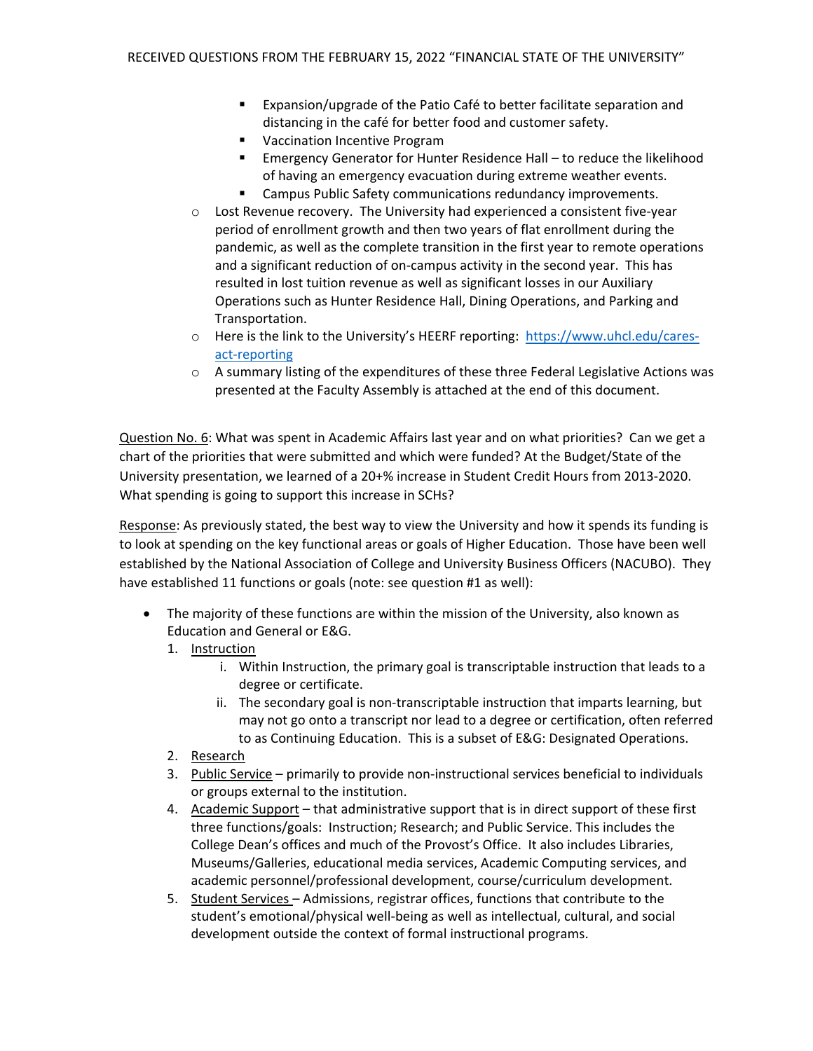- Expansion/upgrade of the Patio Café to better facilitate separation and distancing in the café for better food and customer safety.
- Vaccination Incentive Program
- Emergency Generator for Hunter Residence Hall – to reduce the likelihood of having an emergency evacuation during extreme weather events.
- Campus Public Safety communications redundancy improvements.

- Lost Revenue recovery. The University had experienced a consistent five-year period of enrollment growth and then two years of flat enrollment during the pandemic, as well as the complete transition in the first year to remote operations and a significant reduction of on-campus activity in the second year. This has resulted in lost tuition revenue as well as significant losses in our Auxiliary Operations such as Hunter Residence Hall, Dining Operations, and Parking and Transportation.
- Here is the link to the University's HEERF reporting: [https://www.uhcl.edu/cares-act-reporting](https://www.uhcl.edu/cares-act-reporting)
- A summary listing of the expenditures of these three Federal Legislative Actions was presented at the Faculty Assembly is attached at the end of this document.

<u>Question No. 6</u>: What was spent in Academic Affairs last year and on what priorities? Can we get a chart of the priorities that were submitted and which were funded? At the Budget/State of the University presentation, we learned of a 20+% increase in Student Credit Hours from 2013-2020. What spending is going to support this increase in SCHs?

<u>Response</u>: As previously stated, the best way to view the University and how it spends its funding is to look at spending on the key functional areas or goals of Higher Education. Those have been well established by the National Association of College and University Business Officers (NACUBO). They have established 11 functions or goals (note: see question #1 as well):

- The majority of these functions are within the mission of the University, also known as Education and General or E&G.
  1. <u>Instruction</u>
     i. Within Instruction, the primary goal is transcriptable instruction that leads to a degree or certificate.
     ii. The secondary goal is non-transcriptable instruction that imparts learning, but may not go onto a transcript nor lead to a degree or certification, often referred to as Continuing Education. This is a subset of E&G: Designated Operations.
  2. <u>Research</u>
  3. <u>Public Service</u> – primarily to provide non-instructional services beneficial to individuals or groups external to the institution.
  4. <u>Academic Support</u> – that administrative support that is in direct support of these first three functions/goals: Instruction; Research; and Public Service. This includes the College Dean's offices and much of the Provost's Office. It also includes Libraries, Museums/Galleries, educational media services, Academic Computing services, and academic personnel/professional development, course/curriculum development.
  5. <u>Student Services</u> – Admissions, registrar offices, functions that contribute to the student's emotional/physical well-being as well as intellectual, cultural, and social development outside the context of formal instructional programs.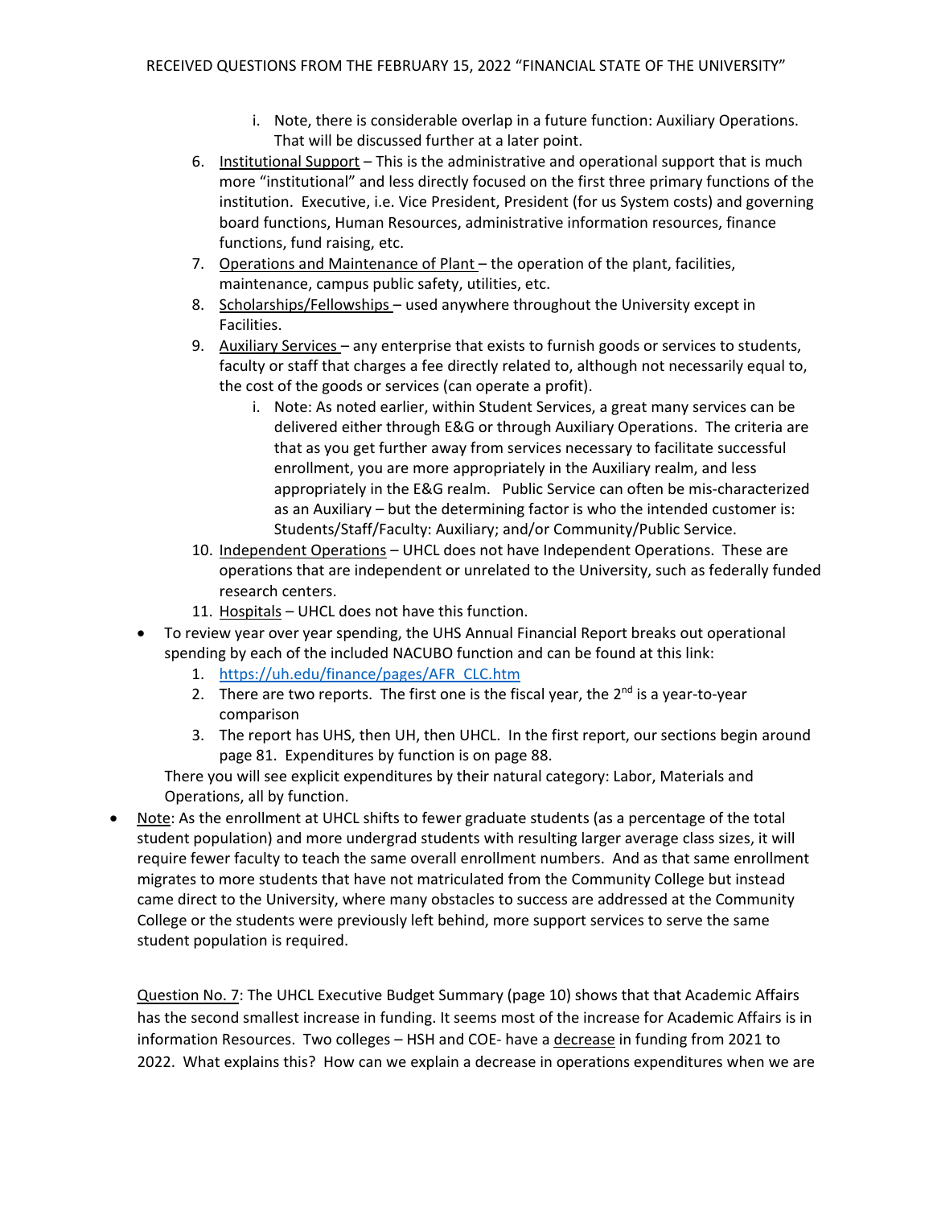i. Note, there is considerable overlap in a future function: Auxiliary Operations. That will be discussed further at a later point.

6. Institutional Support – This is the administrative and operational support that is much more "institutional" and less directly focused on the first three primary functions of the institution. Executive, i.e. Vice President, President (for us System costs) and governing board functions, Human Resources, administrative information resources, finance functions, fund raising, etc.
7. Operations and Maintenance of Plant – the operation of the plant, facilities, maintenance, campus public safety, utilities, etc.
8. Scholarships/Fellowships – used anywhere throughout the University except in Facilities.
9. Auxiliary Services – any enterprise that exists to furnish goods or services to students, faculty or staff that charges a fee directly related to, although not necessarily equal to, the cost of the goods or services (can operate a profit).
   i. Note: As noted earlier, within Student Services, a great many services can be delivered either through E&G or through Auxiliary Operations. The criteria are that as you get further away from services necessary to facilitate successful enrollment, you are more appropriately in the Auxiliary realm, and less appropriately in the E&G realm. Public Service can often be mis-characterized as an Auxiliary – but the determining factor is who the intended customer is: Students/Staff/Faculty: Auxiliary; and/or Community/Public Service.
10. Independent Operations – UHCL does not have Independent Operations. These are operations that are independent or unrelated to the University, such as federally funded research centers.
11. Hospitals – UHCL does not have this function.

- To review year over year spending, the UHS Annual Financial Report breaks out operational spending by each of the included NACUBO function and can be found at this link:
  1. https://uh.edu/finance/pages/AFR_CLC.htm
  2. There are two reports. The first one is the fiscal year, the 2nd is a year-to-year comparison
  3. The report has UHS, then UH, then UHCL. In the first report, our sections begin around page 81. Expenditures by function is on page 88.

  There you will see explicit expenditures by their natural category: Labor, Materials and Operations, all by function.

- Note: As the enrollment at UHCL shifts to fewer graduate students (as a percentage of the total student population) and more undergrad students with resulting larger average class sizes, it will require fewer faculty to teach the same overall enrollment numbers. And as that same enrollment migrates to more students that have not matriculated from the Community College but instead came direct to the University, where many obstacles to success are addressed at the Community College or the students were previously left behind, more support services to serve the same student population is required.

Question No. 7: The UHCL Executive Budget Summary (page 10) shows that that Academic Affairs has the second smallest increase in funding. It seems most of the increase for Academic Affairs is in information Resources. Two colleges – HSH and COE- have a decrease in funding from 2021 to 2022. What explains this? How can we explain a decrease in operations expenditures when we are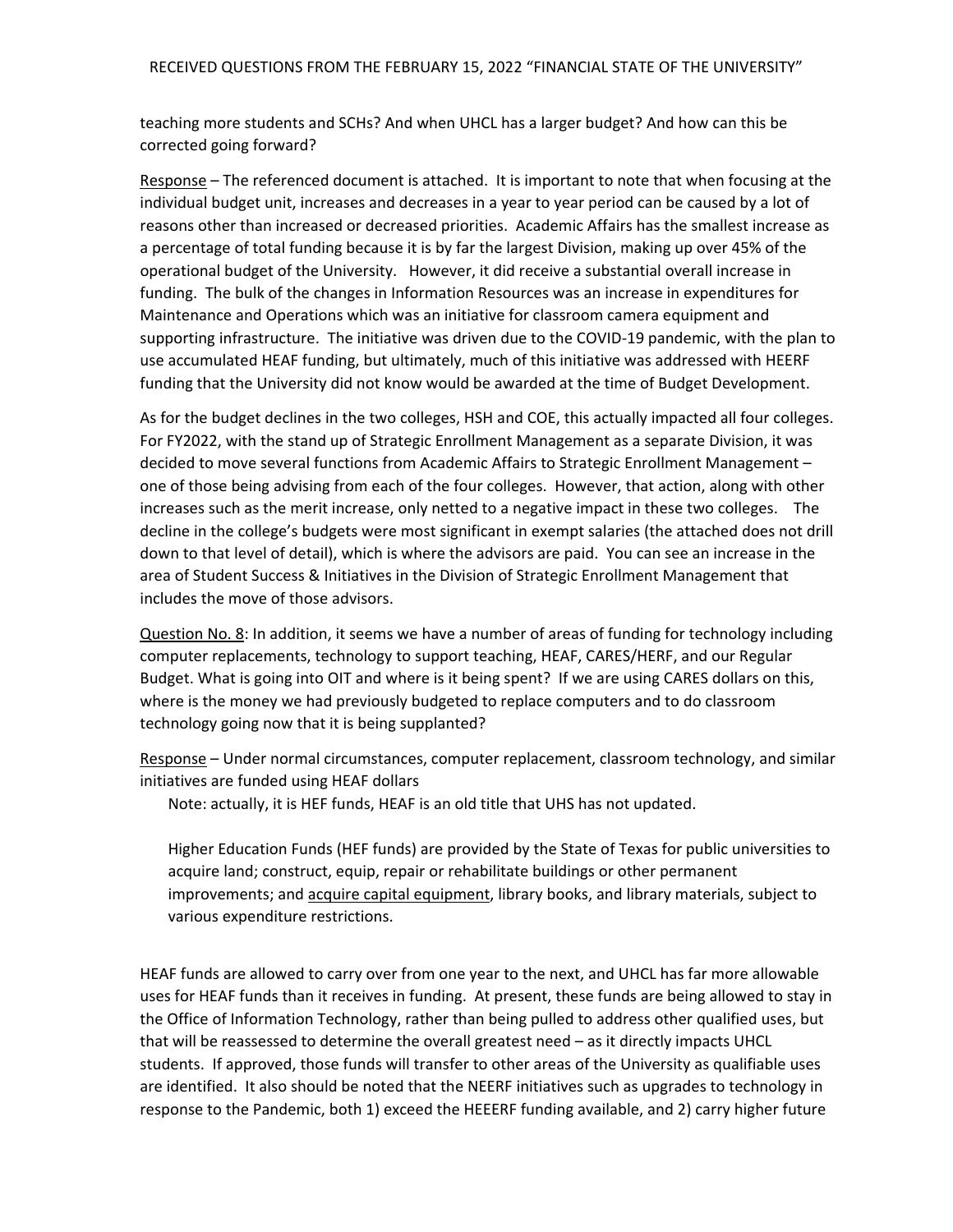teaching more students and SCHs? And when UHCL has a larger budget? And how can this be corrected going forward?

Response – The referenced document is attached. It is important to note that when focusing at the individual budget unit, increases and decreases in a year to year period can be caused by a lot of reasons other than increased or decreased priorities. Academic Affairs has the smallest increase as a percentage of total funding because it is by far the largest Division, making up over 45% of the operational budget of the University. However, it did receive a substantial overall increase in funding. The bulk of the changes in Information Resources was an increase in expenditures for Maintenance and Operations which was an initiative for classroom camera equipment and supporting infrastructure. The initiative was driven due to the COVID-19 pandemic, with the plan to use accumulated HEAF funding, but ultimately, much of this initiative was addressed with HEERF funding that the University did not know would be awarded at the time of Budget Development.

As for the budget declines in the two colleges, HSH and COE, this actually impacted all four colleges. For FY2022, with the stand up of Strategic Enrollment Management as a separate Division, it was decided to move several functions from Academic Affairs to Strategic Enrollment Management – one of those being advising from each of the four colleges. However, that action, along with other increases such as the merit increase, only netted to a negative impact in these two colleges. The decline in the college's budgets were most significant in exempt salaries (the attached does not drill down to that level of detail), which is where the advisors are paid. You can see an increase in the area of Student Success & Initiatives in the Division of Strategic Enrollment Management that includes the move of those advisors.

Question No. 8: In addition, it seems we have a number of areas of funding for technology including computer replacements, technology to support teaching, HEAF, CARES/HERF, and our Regular Budget. What is going into OIT and where is it being spent? If we are using CARES dollars on this, where is the money we had previously budgeted to replace computers and to do classroom technology going now that it is being supplanted?

Response – Under normal circumstances, computer replacement, classroom technology, and similar initiatives are funded using HEAF dollars

> Note: actually, it is HEF funds, HEAF is an old title that UHS has not updated.
>
> Higher Education Funds (HEF funds) are provided by the State of Texas for public universities to acquire land; construct, equip, repair or rehabilitate buildings or other permanent improvements; and acquire capital equipment, library books, and library materials, subject to various expenditure restrictions.

HEAF funds are allowed to carry over from one year to the next, and UHCL has far more allowable uses for HEAF funds than it receives in funding. At present, these funds are being allowed to stay in the Office of Information Technology, rather than being pulled to address other qualified uses, but that will be reassessed to determine the overall greatest need – as it directly impacts UHCL students. If approved, those funds will transfer to other areas of the University as qualifiable uses are identified. It also should be noted that the NEERF initiatives such as upgrades to technology in response to the Pandemic, both 1) exceed the HEEERF funding available, and 2) carry higher future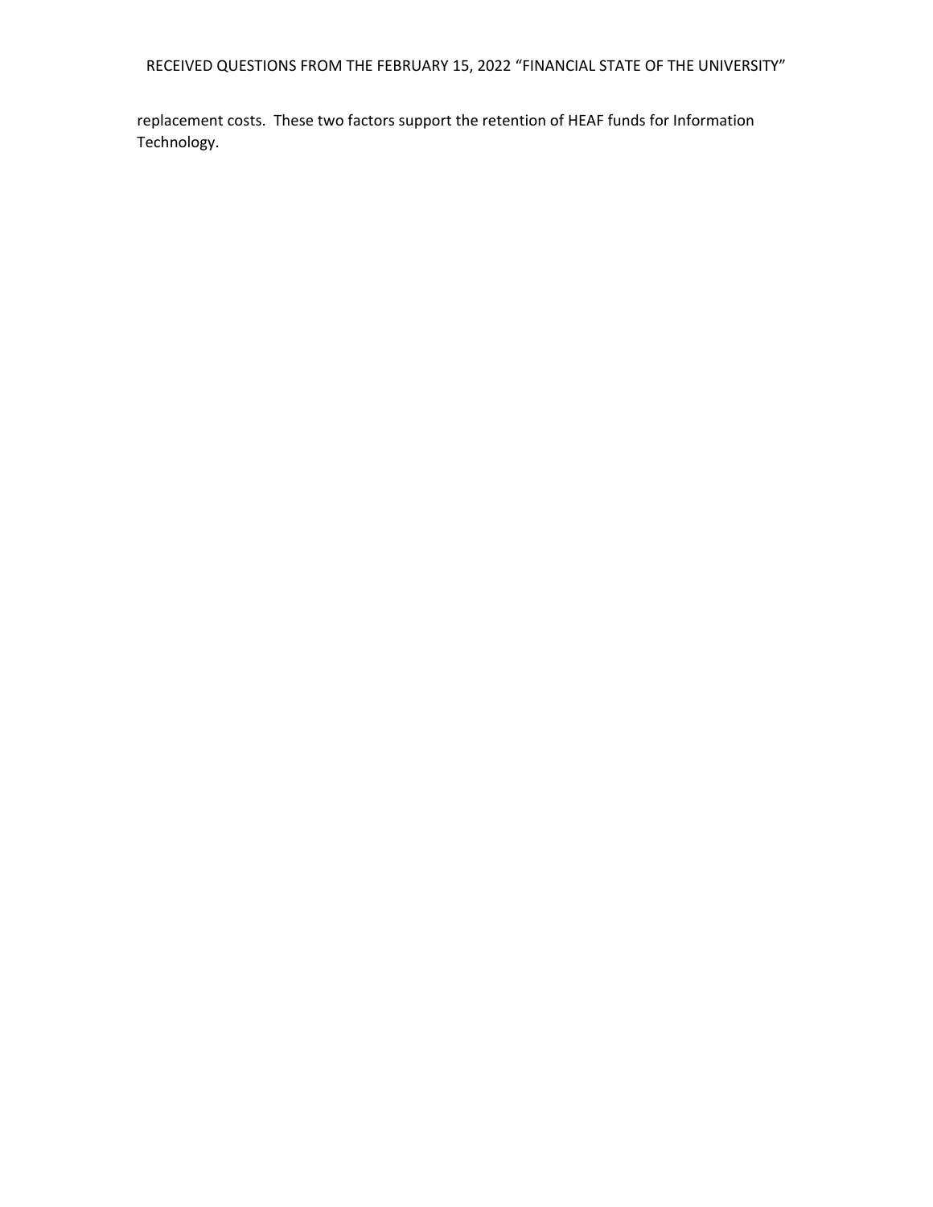replacement costs. These two factors support the retention of HEAF funds for Information Technology.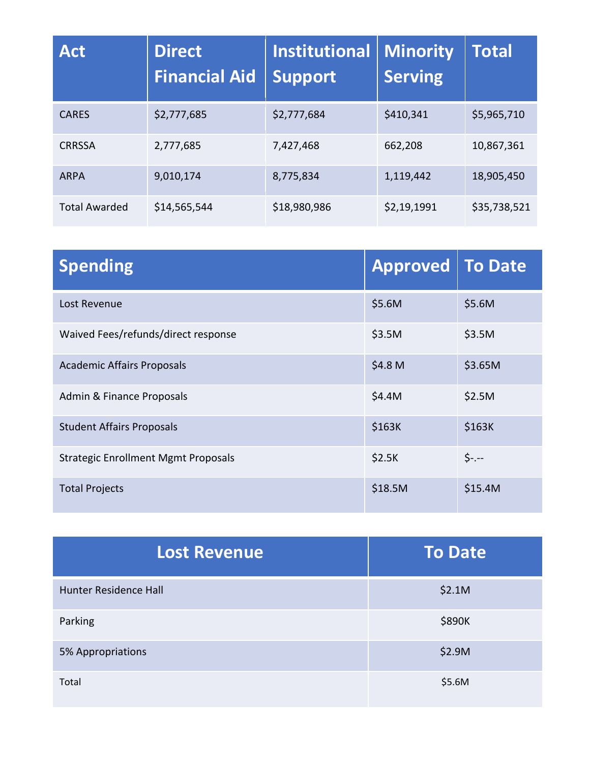| Act | Direct Financial Aid | Institutional Support | Minority Serving | Total |
|---|---|---|---|---|
| CARES | $2,777,685 | $2,777,684 | $410,341 | $5,965,710 |
| CRRSSA | 2,777,685 | 7,427,468 | 662,208 | 10,867,361 |
| ARPA | 9,010,174 | 8,775,834 | 1,119,442 | 18,905,450 |
| Total Awarded | $14,565,544 | $18,980,986 | $2,19,1991 | $35,738,521 |

| Spending | Approved | To Date |
|---|---|---|
| Lost Revenue | $5.6M | $5.6M |
| Waived Fees/refunds/direct response | $3.5M | $3.5M |
| Academic Affairs Proposals | $4.8 M | $3.65M |
| Admin & Finance Proposals | $4.4M | $2.5M |
| Student Affairs Proposals | $163K | $163K |
| Strategic Enrollment Mgmt Proposals | $2.5K | $-.-- |
| Total Projects | $18.5M | $15.4M |

| Lost Revenue | To Date |
|---|---|
| Hunter Residence Hall | $2.1M |
| Parking | $890K |
| 5% Appropriations | $2.9M |
| Total | $5.6M |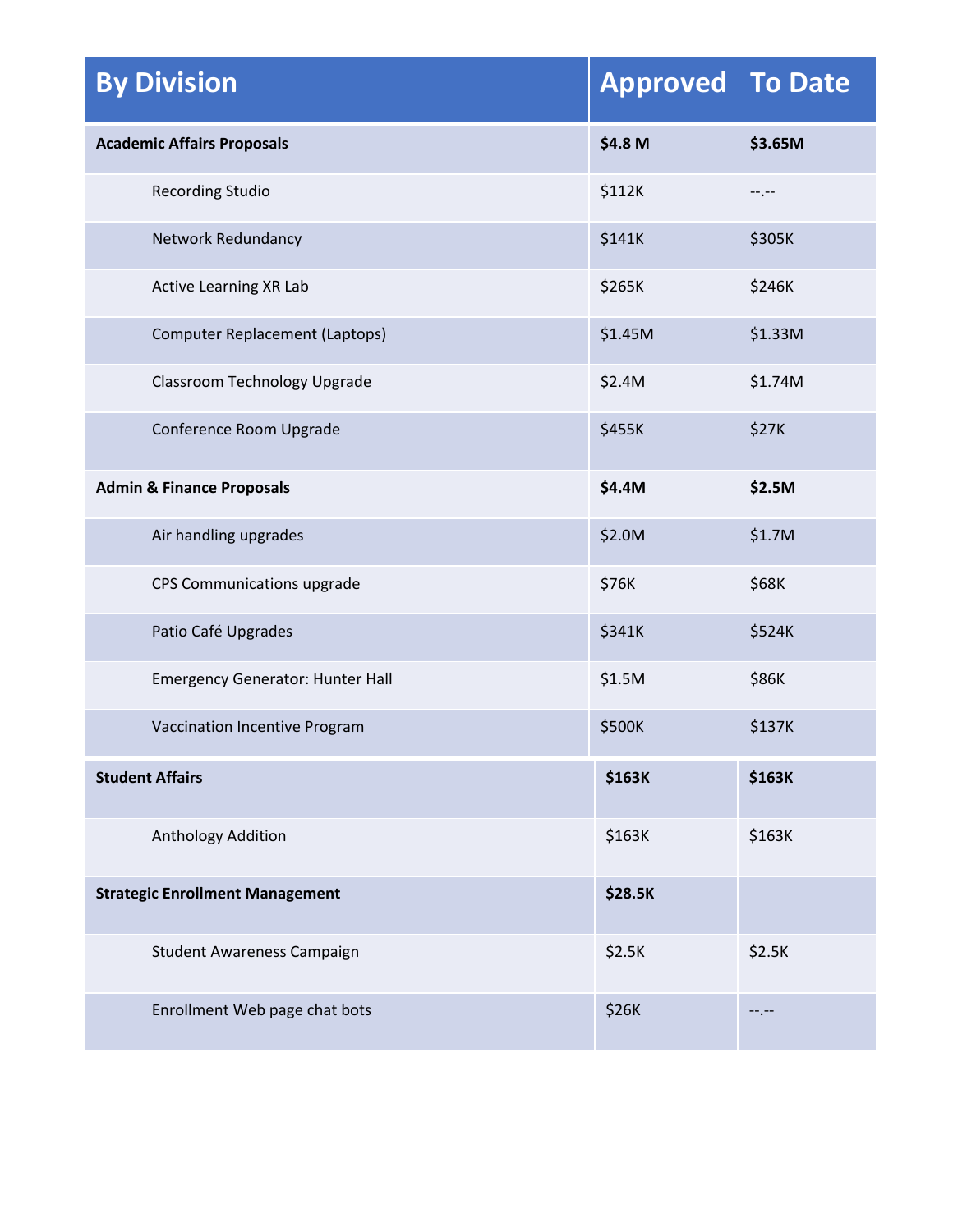| By Division | Approved | To Date |
| --- | --- | --- |
| **Academic Affairs Proposals** | **$4.8 M** | **$3.65M** |
| Recording Studio | $112K | --.-- |
| Network Redundancy | $141K | $305K |
| Active Learning XR Lab | $265K | $246K |
| Computer Replacement (Laptops) | $1.45M | $1.33M |
| Classroom Technology Upgrade | $2.4M | $1.74M |
| Conference Room Upgrade | $455K | $27K |
| **Admin & Finance Proposals** | **$4.4M** | **$2.5M** |
| Air handling upgrades | $2.0M | $1.7M |
| CPS Communications upgrade | $76K | $68K |
| Patio Café Upgrades | $341K | $524K |
| Emergency Generator: Hunter Hall | $1.5M | $86K |
| Vaccination Incentive Program | $500K | $137K |
| **Student Affairs** | **$163K** | **$163K** |
| Anthology Addition | $163K | $163K |
| **Strategic Enrollment Management** | **$28.5K** | |
| Student Awareness Campaign | $2.5K | $2.5K |
| Enrollment Web page chat bots | $26K | --.-- |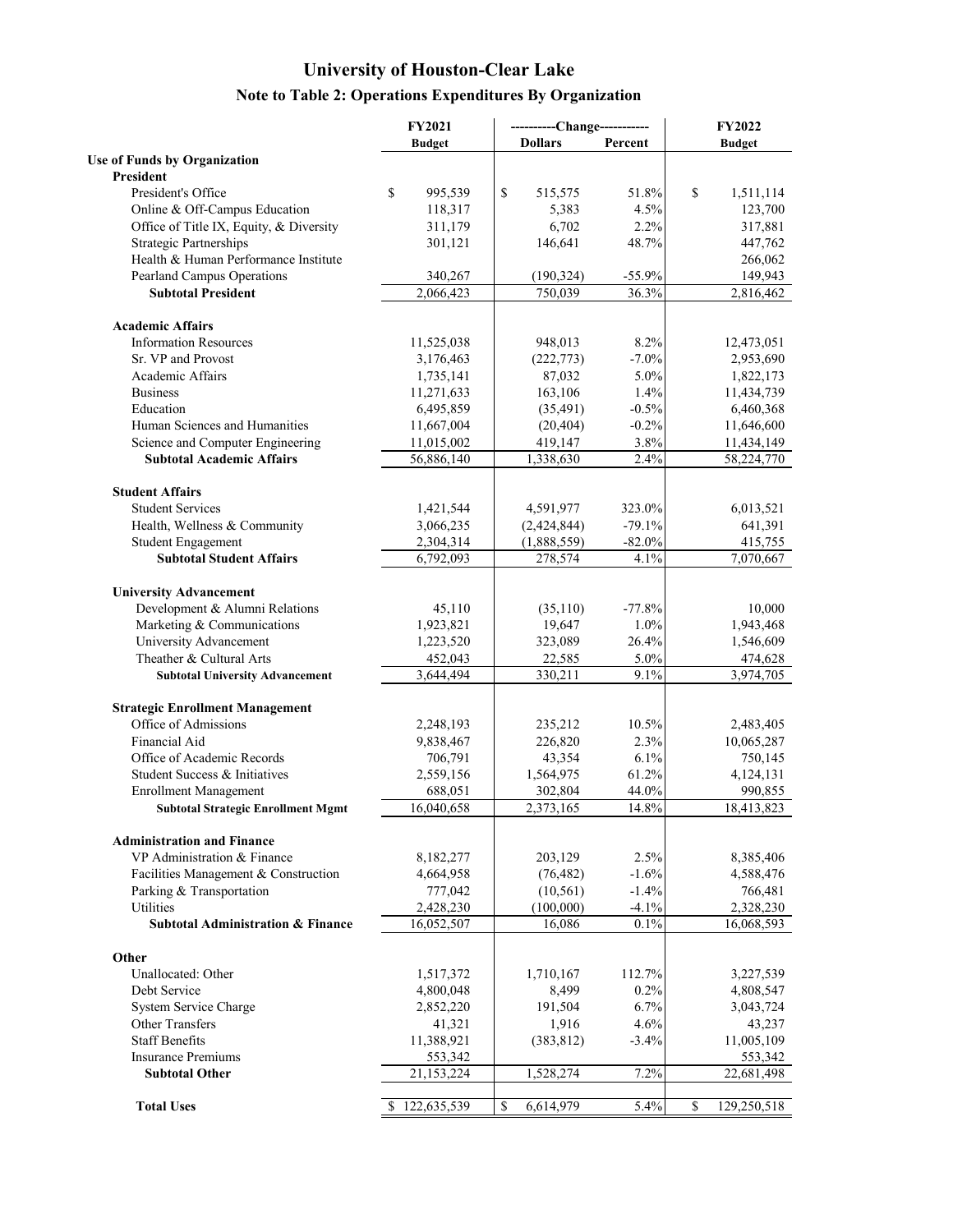# University of Houston-Clear Lake

## Note to Table 2: Operations Expenditures By Organization

| | FY2021 Budget | ----------Change---------- Dollars | Percent | FY2022 Budget |
|---|---|---|---|---|
| **Use of Funds by Organization** | | | | |
| **President** | | | | |
| President's Office | $ 995,539 | $ 515,575 | 51.8% | $ 1,511,114 |
| Online & Off-Campus Education | 118,317 | 5,383 | 4.5% | 123,700 |
| Office of Title IX, Equity, & Diversity | 311,179 | 6,702 | 2.2% | 317,881 |
| Strategic Partnerships | 301,121 | 146,641 | 48.7% | 447,762 |
| Health & Human Performance Institute | | | | 266,062 |
| Pearland Campus Operations | 340,267 | (190,324) | -55.9% | 149,943 |
| **Subtotal President** | 2,066,423 | 750,039 | 36.3% | 2,816,462 |
| **Academic Affairs** | | | | |
| Information Resources | 11,525,038 | 948,013 | 8.2% | 12,473,051 |
| Sr. VP and Provost | 3,176,463 | (222,773) | -7.0% | 2,953,690 |
| Academic Affairs | 1,735,141 | 87,032 | 5.0% | 1,822,173 |
| Business | 11,271,633 | 163,106 | 1.4% | 11,434,739 |
| Education | 6,495,859 | (35,491) | -0.5% | 6,460,368 |
| Human Sciences and Humanities | 11,667,004 | (20,404) | -0.2% | 11,646,600 |
| Science and Computer Engineering | 11,015,002 | 419,147 | 3.8% | 11,434,149 |
| **Subtotal Academic Affairs** | 56,886,140 | 1,338,630 | 2.4% | 58,224,770 |
| **Student Affairs** | | | | |
| Student Services | 1,421,544 | 4,591,977 | 323.0% | 6,013,521 |
| Health, Wellness & Community | 3,066,235 | (2,424,844) | -79.1% | 641,391 |
| Student Engagement | 2,304,314 | (1,888,559) | -82.0% | 415,755 |
| **Subtotal Student Affairs** | 6,792,093 | 278,574 | 4.1% | 7,070,667 |
| **University Advancement** | | | | |
| Development & Alumni Relations | 45,110 | (35,110) | -77.8% | 10,000 |
| Marketing & Communications | 1,923,821 | 19,647 | 1.0% | 1,943,468 |
| University Advancement | 1,223,520 | 323,089 | 26.4% | 1,546,609 |
| Theather & Cultural Arts | 452,043 | 22,585 | 5.0% | 474,628 |
| **Subtotal University Advancement** | 3,644,494 | 330,211 | 9.1% | 3,974,705 |
| **Strategic Enrollment Management** | | | | |
| Office of Admissions | 2,248,193 | 235,212 | 10.5% | 2,483,405 |
| Financial Aid | 9,838,467 | 226,820 | 2.3% | 10,065,287 |
| Office of Academic Records | 706,791 | 43,354 | 6.1% | 750,145 |
| Student Success & Initiatives | 2,559,156 | 1,564,975 | 61.2% | 4,124,131 |
| Enrollment Management | 688,051 | 302,804 | 44.0% | 990,855 |
| **Subtotal Strategic Enrollment Mgmt** | 16,040,658 | 2,373,165 | 14.8% | 18,413,823 |
| **Administration and Finance** | | | | |
| VP Administration & Finance | 8,182,277 | 203,129 | 2.5% | 8,385,406 |
| Facilities Management & Construction | 4,664,958 | (76,482) | -1.6% | 4,588,476 |
| Parking & Transportation | 777,042 | (10,561) | -1.4% | 766,481 |
| Utilities | 2,428,230 | (100,000) | -4.1% | 2,328,230 |
| **Subtotal Administration & Finance** | 16,052,507 | 16,086 | 0.1% | 16,068,593 |
| **Other** | | | | |
| Unallocated: Other | 1,517,372 | 1,710,167 | 112.7% | 3,227,539 |
| Debt Service | 4,800,048 | 8,499 | 0.2% | 4,808,547 |
| System Service Charge | 2,852,220 | 191,504 | 6.7% | 3,043,724 |
| Other Transfers | 41,321 | 1,916 | 4.6% | 43,237 |
| Staff Benefits | 11,388,921 | (383,812) | -3.4% | 11,005,109 |
| Insurance Premiums | 553,342 | | | 553,342 |
| **Subtotal Other** | 21,153,224 | 1,528,274 | 7.2% | 22,681,498 |
| **Total Uses** | $ 122,635,539 | $ 6,614,979 | 5.4% | $ 129,250,518 |